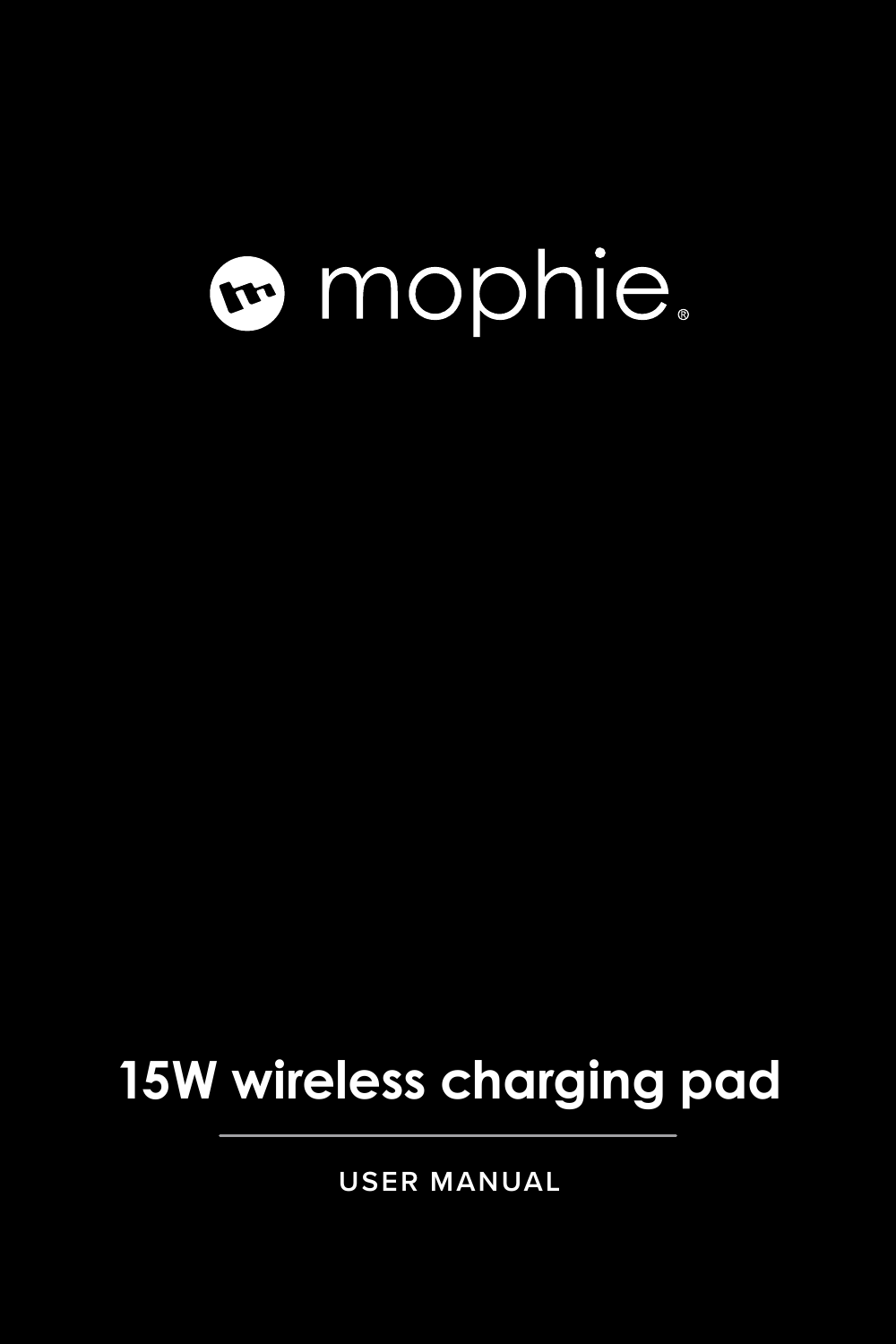mophie®

# 15W wireless charging pad

USER MANUAL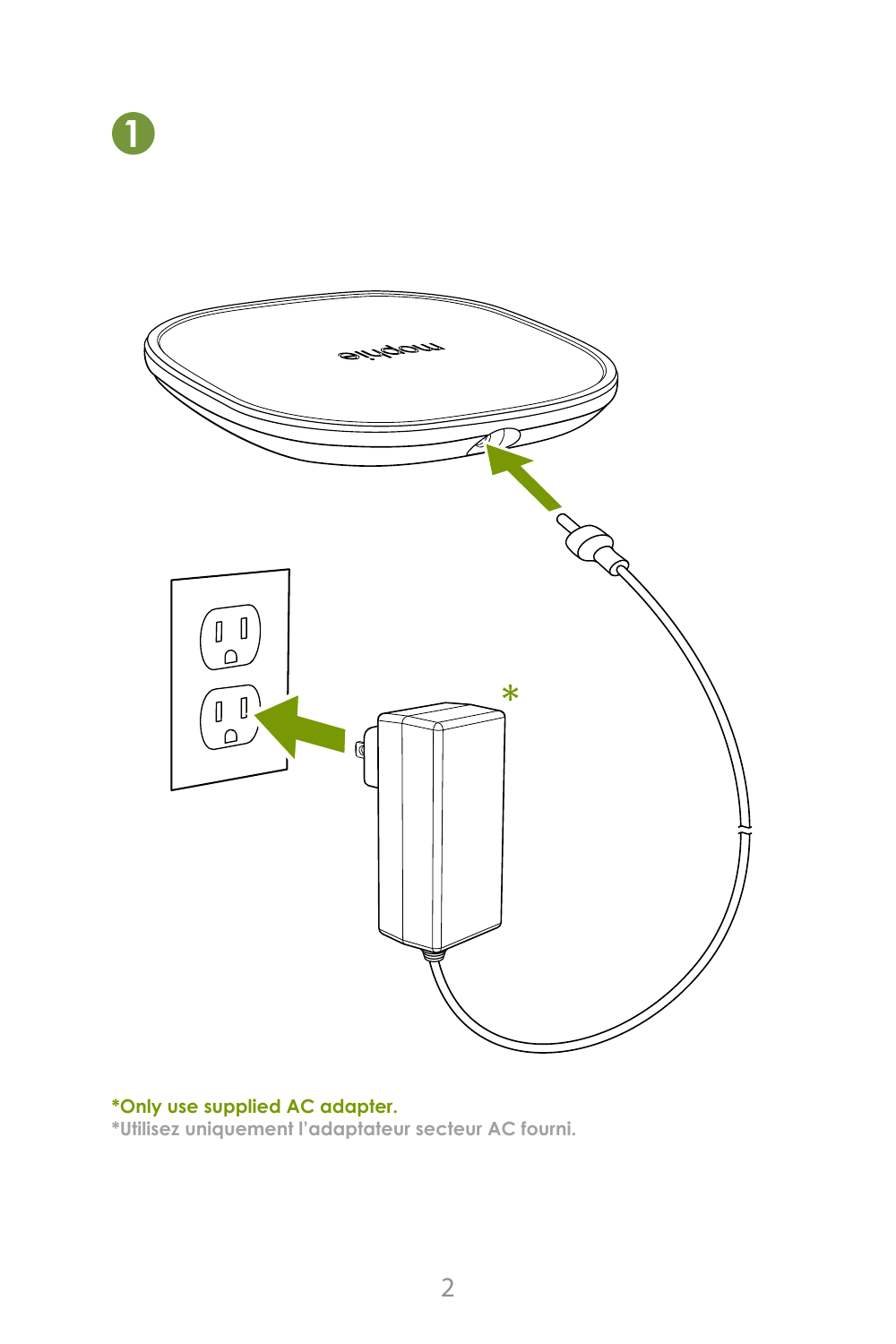1

*Only use supplied AC adapter.

*Utilisez uniquement l'adaptateur secteur AC fourni.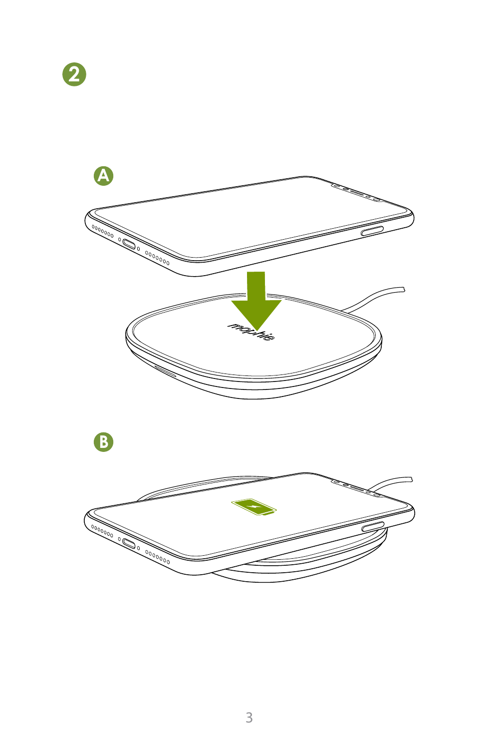2

A

B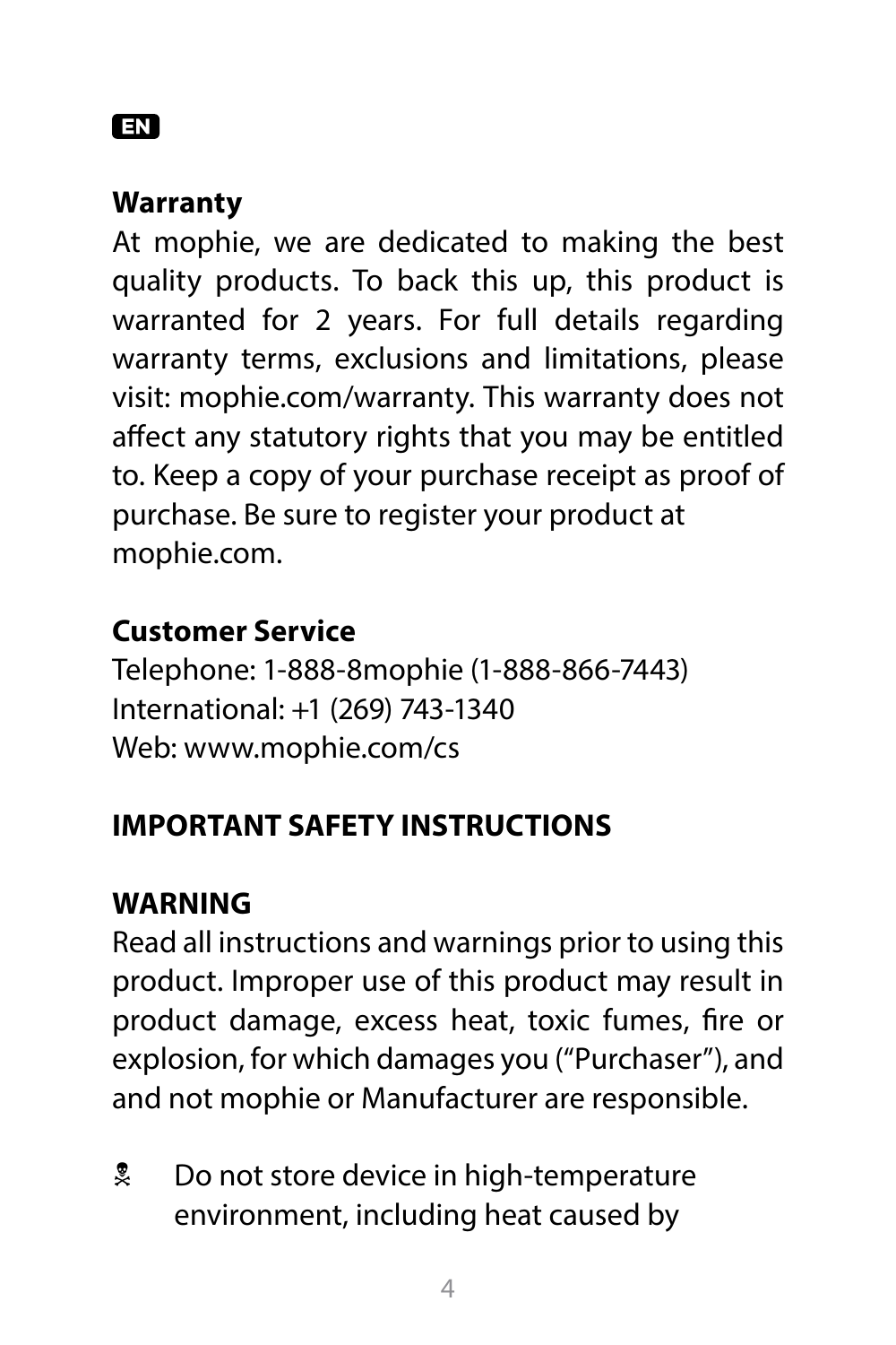EN

## Warranty

At mophie, we are dedicated to making the best quality products. To back this up, this product is warranted for 2 years. For full details regarding warranty terms, exclusions and limitations, please visit: mophie.com/warranty. This warranty does not affect any statutory rights that you may be entitled to. Keep a copy of your purchase receipt as proof of purchase. Be sure to register your product at mophie.com.

## Customer Service

Telephone: 1-888-8mophie (1-888-866-7443)
International: +1 (269) 743-1340
Web: www.mophie.com/cs

## IMPORTANT SAFETY INSTRUCTIONS

## WARNING

Read all instructions and warnings prior to using this product. Improper use of this product may result in product damage, excess heat, toxic fumes, fire or explosion, for which damages you ("Purchaser"), and and not mophie or Manufacturer are responsible.

☠ Do not store device in high-temperature environment, including heat caused by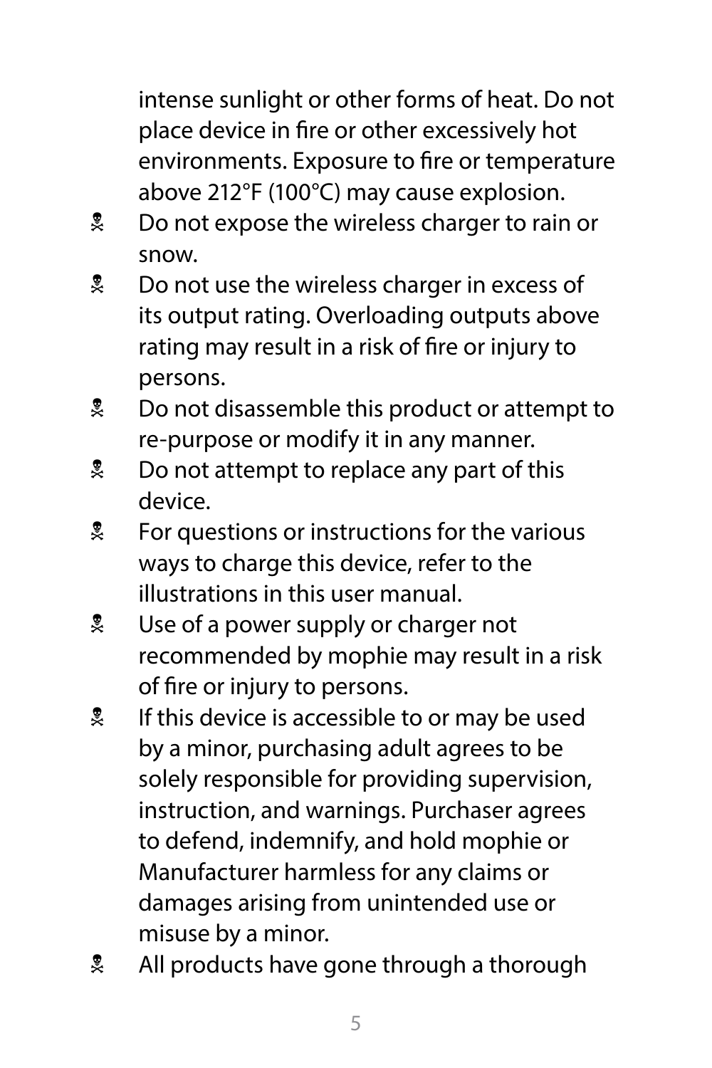intense sunlight or other forms of heat. Do not place device in fire or other excessively hot environments. Exposure to fire or temperature above 212°F (100°C) may cause explosion.

- Do not expose the wireless charger to rain or snow.
- Do not use the wireless charger in excess of its output rating. Overloading outputs above rating may result in a risk of fire or injury to persons.
- Do not disassemble this product or attempt to re-purpose or modify it in any manner.
- Do not attempt to replace any part of this device.
- For questions or instructions for the various ways to charge this device, refer to the illustrations in this user manual.
- Use of a power supply or charger not recommended by mophie may result in a risk of fire or injury to persons.
- If this device is accessible to or may be used by a minor, purchasing adult agrees to be solely responsible for providing supervision, instruction, and warnings. Purchaser agrees to defend, indemnify, and hold mophie or Manufacturer harmless for any claims or damages arising from unintended use or misuse by a minor.
- All products have gone through a thorough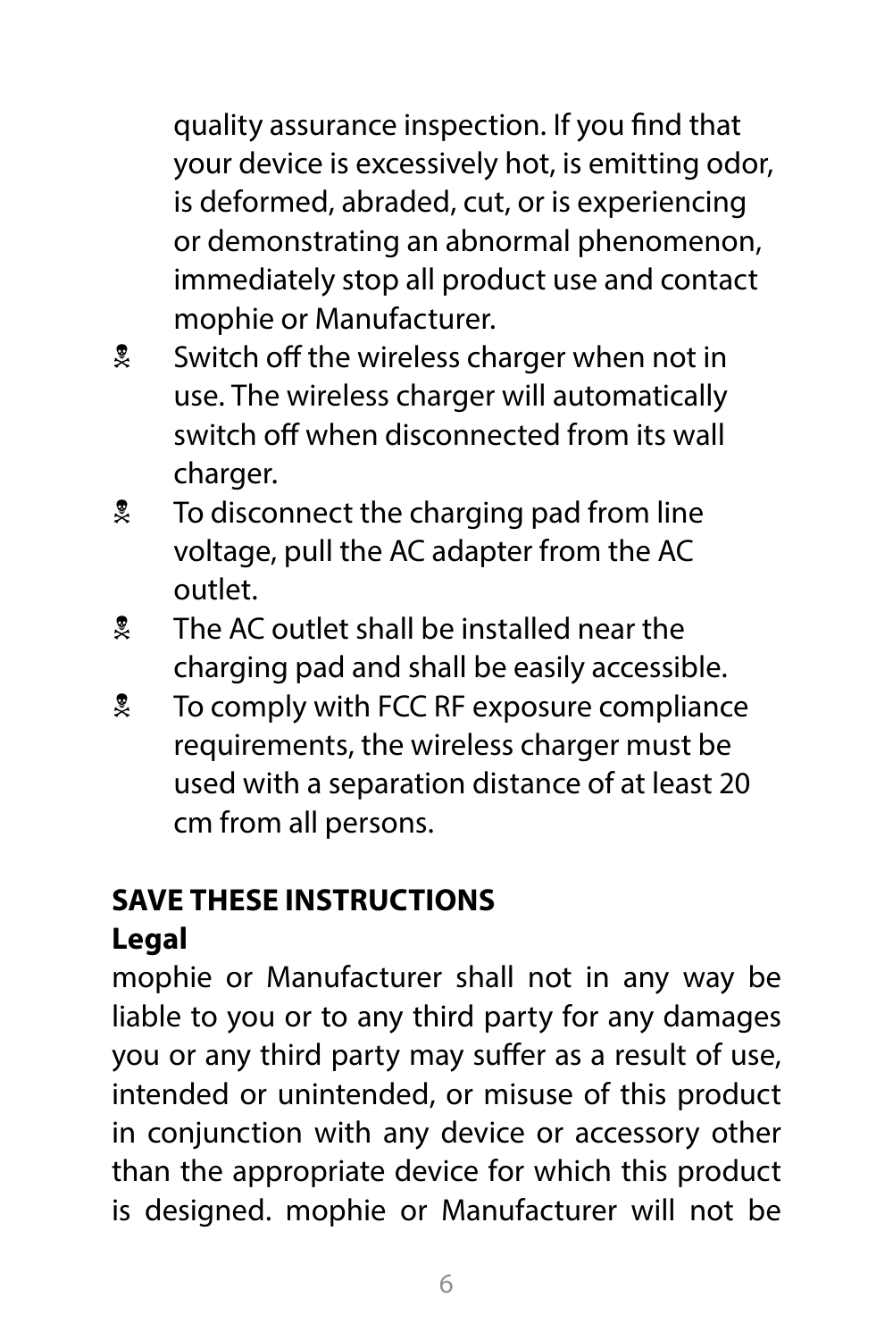quality assurance inspection. If you find that your device is excessively hot, is emitting odor, is deformed, abraded, cut, or is experiencing or demonstrating an abnormal phenomenon, immediately stop all product use and contact mophie or Manufacturer.

- Switch off the wireless charger when not in use. The wireless charger will automatically switch off when disconnected from its wall charger.
- To disconnect the charging pad from line voltage, pull the AC adapter from the AC outlet.
- The AC outlet shall be installed near the charging pad and shall be easily accessible.
- To comply with FCC RF exposure compliance requirements, the wireless charger must be used with a separation distance of at least 20 cm from all persons.

**SAVE THESE INSTRUCTIONS**

**Legal**

mophie or Manufacturer shall not in any way be liable to you or to any third party for any damages you or any third party may suffer as a result of use, intended or unintended, or misuse of this product in conjunction with any device or accessory other than the appropriate device for which this product is designed. mophie or Manufacturer will not be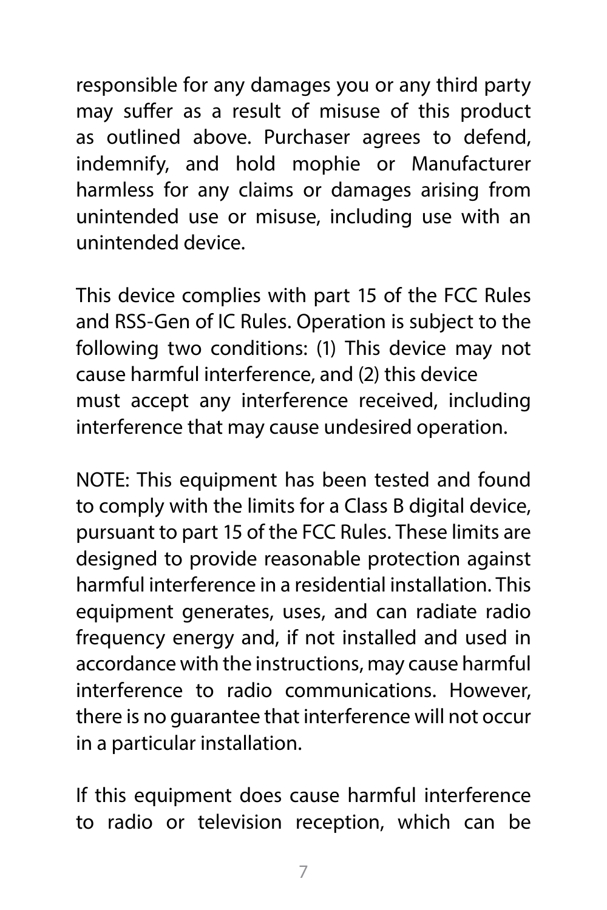responsible for any damages you or any third party may suffer as a result of misuse of this product as outlined above. Purchaser agrees to defend, indemnify, and hold mophie or Manufacturer harmless for any claims or damages arising from unintended use or misuse, including use with an unintended device.

This device complies with part 15 of the FCC Rules and RSS-Gen of IC Rules. Operation is subject to the following two conditions: (1) This device may not cause harmful interference, and (2) this device must accept any interference received, including interference that may cause undesired operation.

NOTE: This equipment has been tested and found to comply with the limits for a Class B digital device, pursuant to part 15 of the FCC Rules. These limits are designed to provide reasonable protection against harmful interference in a residential installation. This equipment generates, uses, and can radiate radio frequency energy and, if not installed and used in accordance with the instructions, may cause harmful interference to radio communications. However, there is no guarantee that interference will not occur in a particular installation.

If this equipment does cause harmful interference to radio or television reception, which can be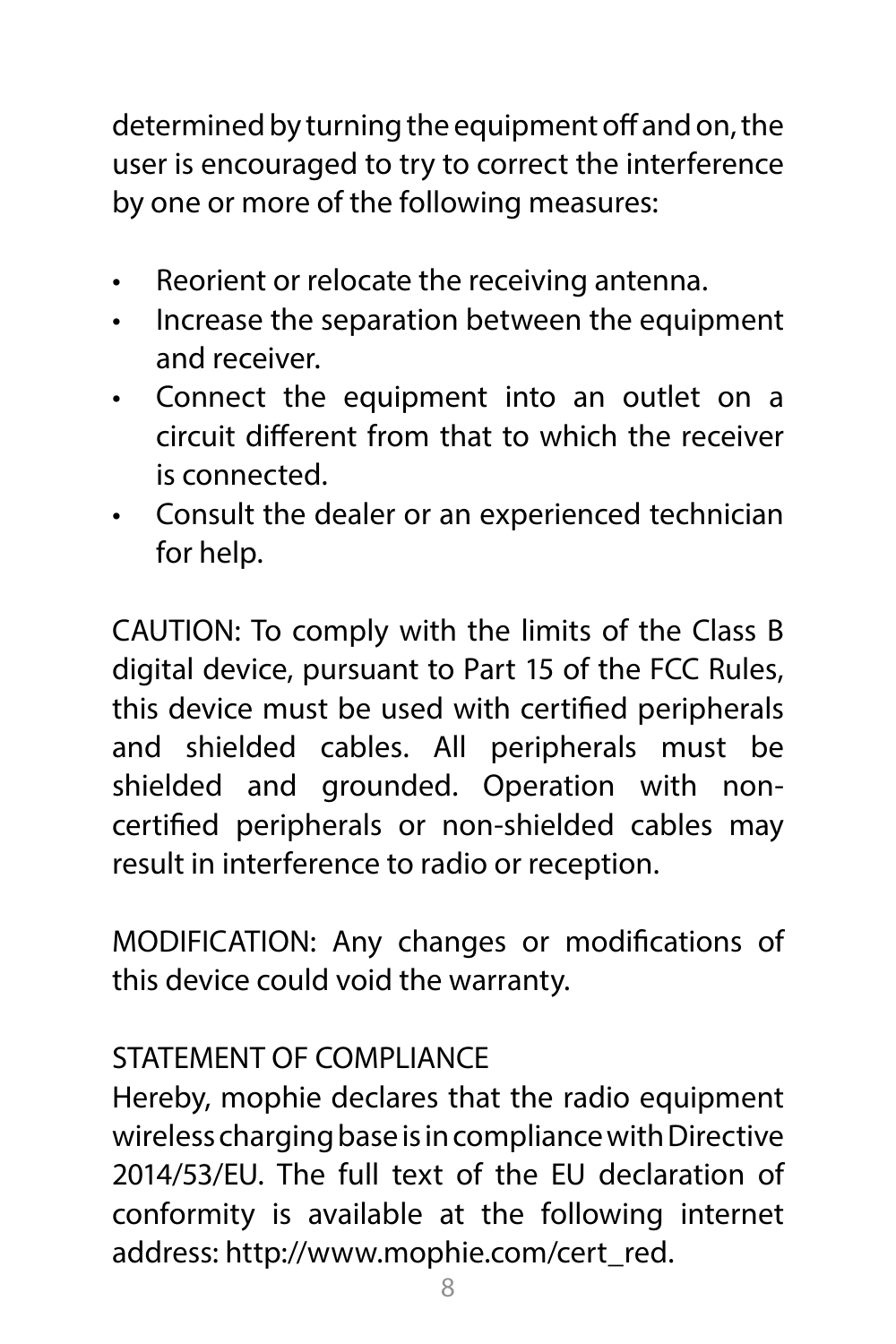determined by turning the equipment off and on, the user is encouraged to try to correct the interference by one or more of the following measures:

- Reorient or relocate the receiving antenna.
- Increase the separation between the equipment and receiver.
- Connect the equipment into an outlet on a circuit different from that to which the receiver is connected.
- Consult the dealer or an experienced technician for help.

CAUTION: To comply with the limits of the Class B digital device, pursuant to Part 15 of the FCC Rules, this device must be used with certified peripherals and shielded cables. All peripherals must be shielded and grounded. Operation with non-certified peripherals or non-shielded cables may result in interference to radio or reception.

MODIFICATION: Any changes or modifications of this device could void the warranty.

STATEMENT OF COMPLIANCE

Hereby, mophie declares that the radio equipment wireless charging base is in compliance with Directive 2014/53/EU. The full text of the EU declaration of conformity is available at the following internet address: http://www.mophie.com/cert_red.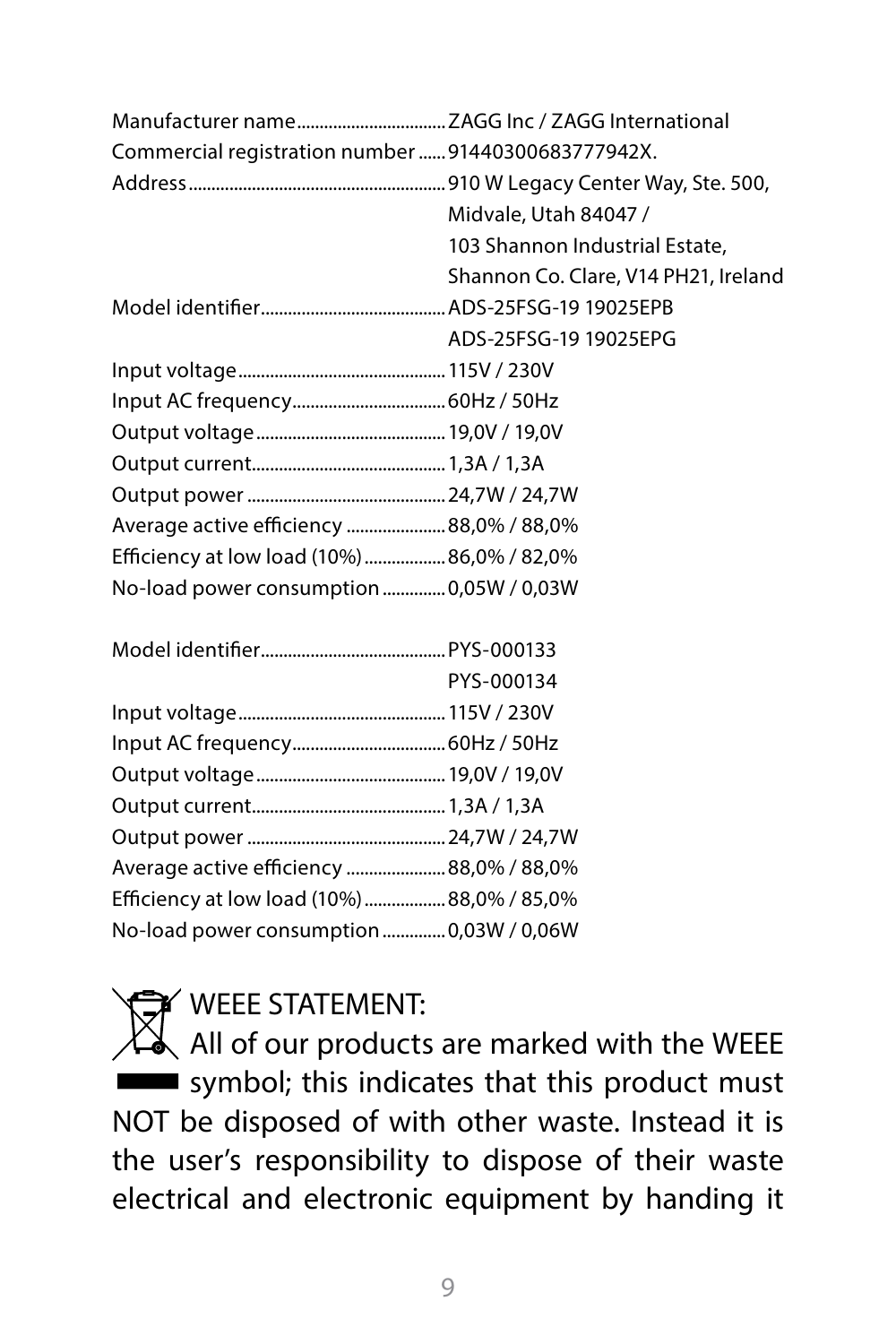| | |
|---|---|
| Manufacturer name | ZAGG Inc / ZAGG International |
| Commercial registration number | 91440300683777942X. |
| Address | 910 W Legacy Center Way, Ste. 500, Midvale, Utah 84047 / 103 Shannon Industrial Estate, Shannon Co. Clare, V14 PH21, Ireland |
| Model identifier | ADS-25FSG-19 19025EPB ADS-25FSG-19 19025EPG |
| Input voltage | 115V / 230V |
| Input AC frequency | 60Hz / 50Hz |
| Output voltage | 19,0V / 19,0V |
| Output current | 1,3A / 1,3A |
| Output power | 24,7W / 24,7W |
| Average active efficiency | 88,0% / 88,0% |
| Efficiency at low load (10%) | 86,0% / 82,0% |
| No-load power consumption | 0,05W / 0,03W |

| | |
|---|---|
| Model identifier | PYS-000133 PYS-000134 |
| Input voltage | 115V / 230V |
| Input AC frequency | 60Hz / 50Hz |
| Output voltage | 19,0V / 19,0V |
| Output current | 1,3A / 1,3A |
| Output power | 24,7W / 24,7W |
| Average active efficiency | 88,0% / 88,0% |
| Efficiency at low load (10%) | 88,0% / 85,0% |
| No-load power consumption | 0,03W / 0,06W |

## WEEE STATEMENT:

All of our products are marked with the WEEE symbol; this indicates that this product must NOT be disposed of with other waste. Instead it is the user's responsibility to dispose of their waste electrical and electronic equipment by handing it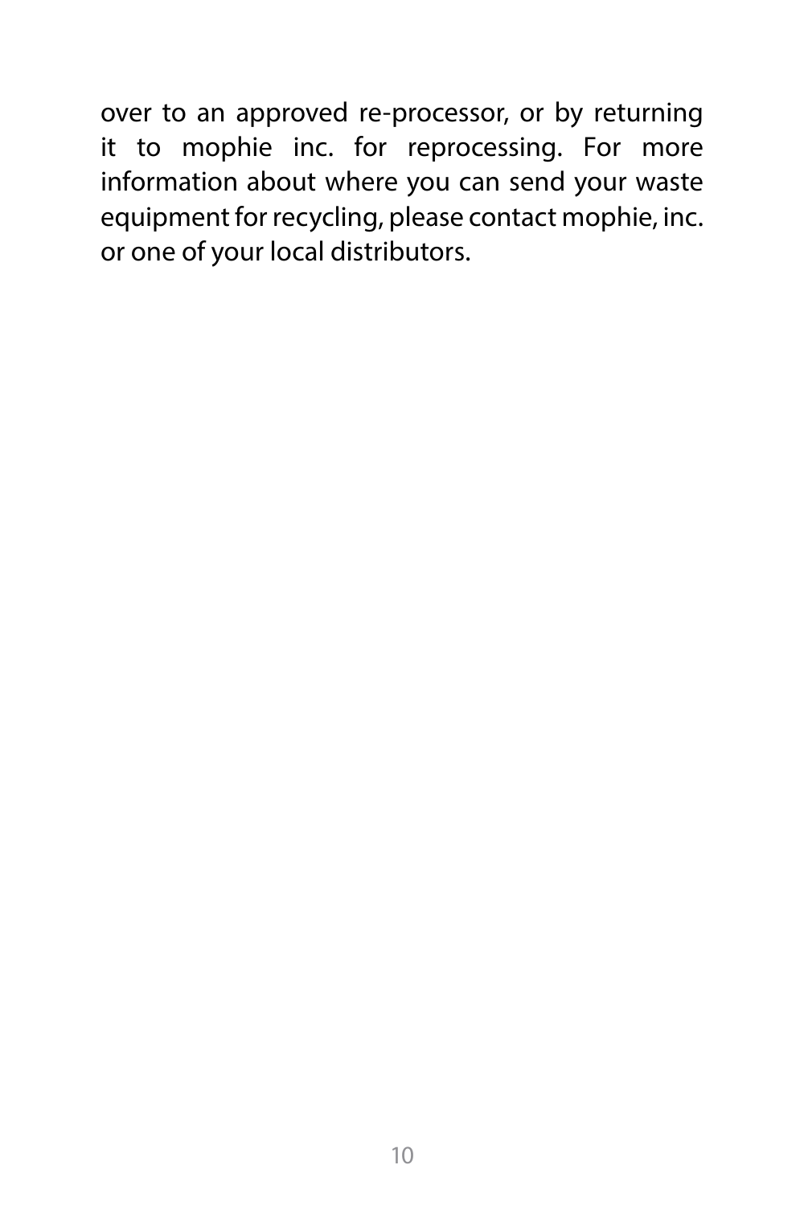over to an approved re-processor, or by returning it to mophie inc. for reprocessing. For more information about where you can send your waste equipment for recycling, please contact mophie, inc. or one of your local distributors.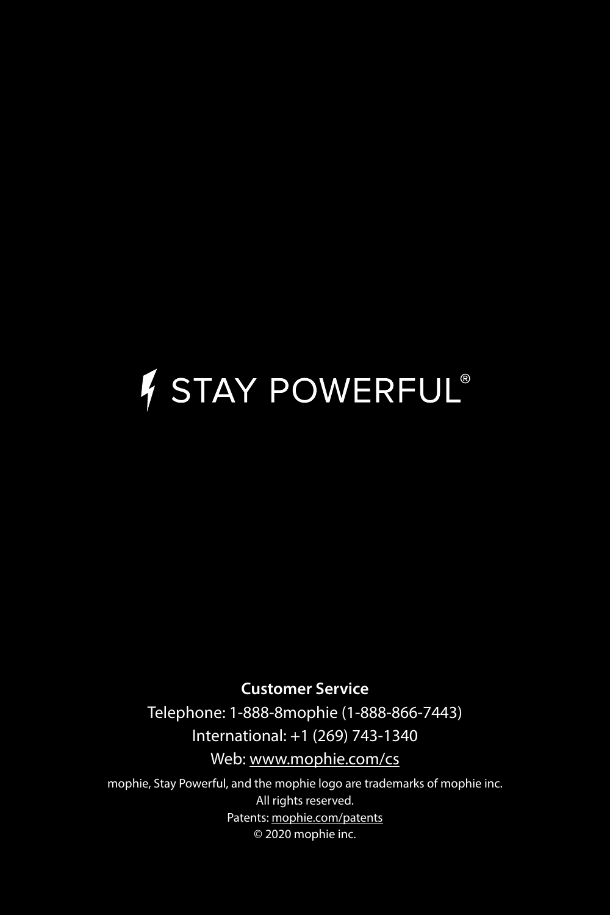STAY POWERFUL®

**Customer Service**

Telephone: 1-888-8mophie (1-888-866-7443)

International: +1 (269) 743-1340

Web: www.mophie.com/cs

mophie, Stay Powerful, and the mophie logo are trademarks of mophie inc.
All rights reserved.
Patents: mophie.com/patents
© 2020 mophie inc.